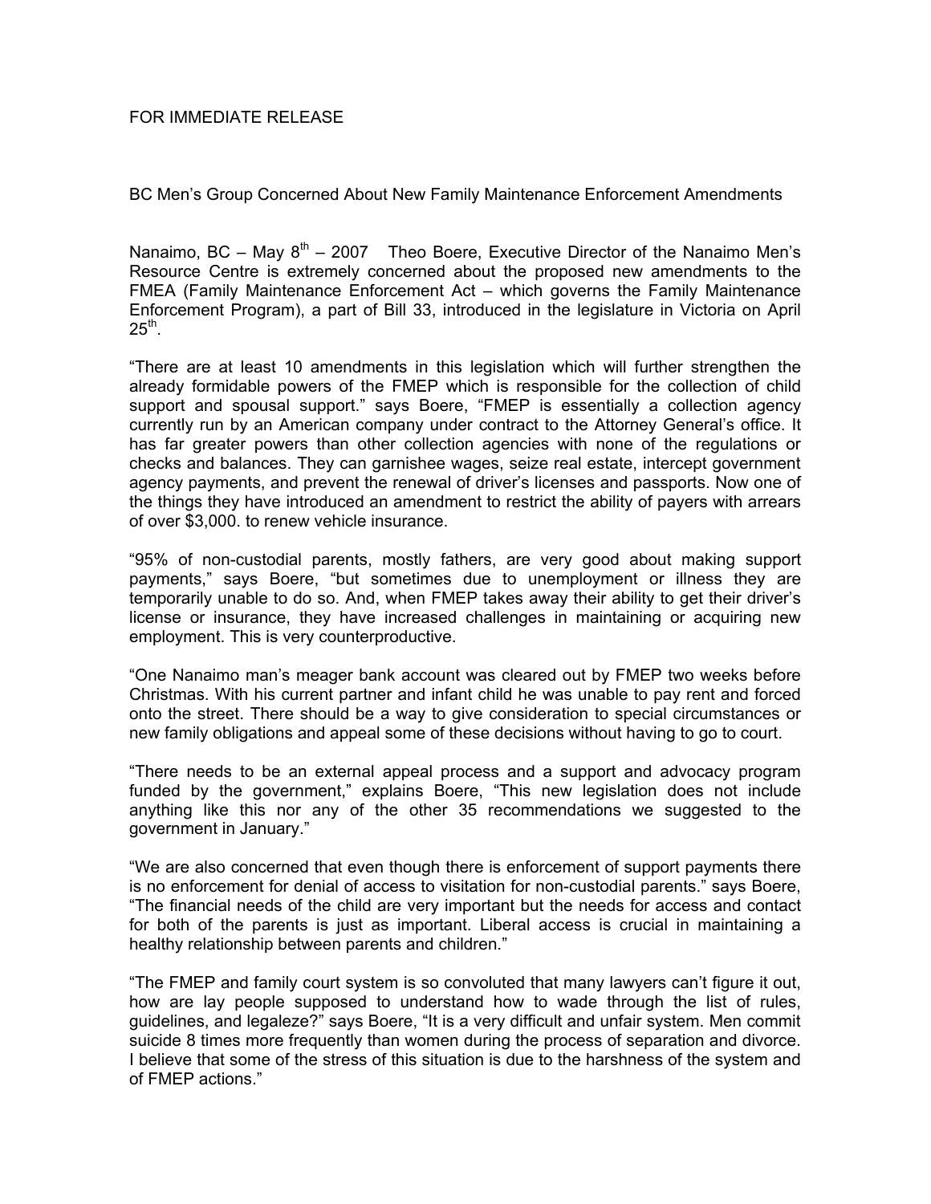FOR IMMEDIATE RELEASE

BC Men's Group Concerned About New Family Maintenance Enforcement Amendments

Nanaimo, BC – May 8th – 2007 Theo Boere, Executive Director of the Nanaimo Men's Resource Centre is extremely concerned about the proposed new amendments to the FMEA (Family Maintenance Enforcement Act – which governs the Family Maintenance Enforcement Program), a part of Bill 33, introduced in the legislature in Victoria on April 25th.

"There are at least 10 amendments in this legislation which will further strengthen the already formidable powers of the FMEP which is responsible for the collection of child support and spousal support." says Boere, "FMEP is essentially a collection agency currently run by an American company under contract to the Attorney General's office. It has far greater powers than other collection agencies with none of the regulations or checks and balances. They can garnishee wages, seize real estate, intercept government agency payments, and prevent the renewal of driver's licenses and passports. Now one of the things they have introduced an amendment to restrict the ability of payers with arrears of over $3,000. to renew vehicle insurance.

"95% of non-custodial parents, mostly fathers, are very good about making support payments," says Boere, "but sometimes due to unemployment or illness they are temporarily unable to do so. And, when FMEP takes away their ability to get their driver's license or insurance, they have increased challenges in maintaining or acquiring new employment. This is very counterproductive.

"One Nanaimo man's meager bank account was cleared out by FMEP two weeks before Christmas. With his current partner and infant child he was unable to pay rent and forced onto the street. There should be a way to give consideration to special circumstances or new family obligations and appeal some of these decisions without having to go to court.

"There needs to be an external appeal process and a support and advocacy program funded by the government," explains Boere, "This new legislation does not include anything like this nor any of the other 35 recommendations we suggested to the government in January."

"We are also concerned that even though there is enforcement of support payments there is no enforcement for denial of access to visitation for non-custodial parents." says Boere, "The financial needs of the child are very important but the needs for access and contact for both of the parents is just as important. Liberal access is crucial in maintaining a healthy relationship between parents and children."

"The FMEP and family court system is so convoluted that many lawyers can't figure it out, how are lay people supposed to understand how to wade through the list of rules, guidelines, and legaleze?" says Boere, "It is a very difficult and unfair system. Men commit suicide 8 times more frequently than women during the process of separation and divorce. I believe that some of the stress of this situation is due to the harshness of the system and of FMEP actions."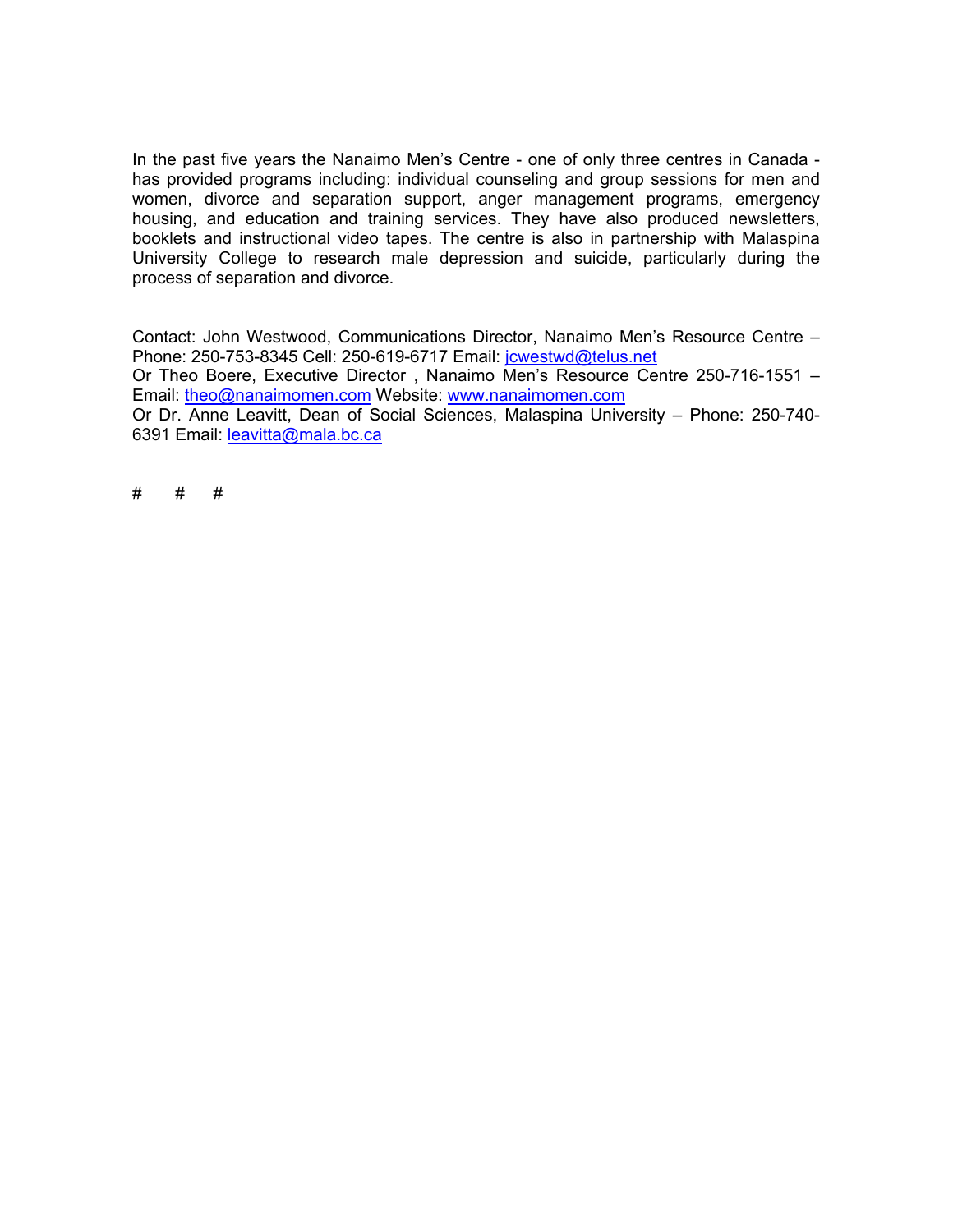In the past five years the Nanaimo Men's Centre - one of only three centres in Canada - has provided programs including: individual counseling and group sessions for men and women, divorce and separation support, anger management programs, emergency housing, and education and training services. They have also produced newsletters, booklets and instructional video tapes. The centre is also in partnership with Malaspina University College to research male depression and suicide, particularly during the process of separation and divorce.

Contact: John Westwood, Communications Director, Nanaimo Men's Resource Centre – Phone: 250-753-8345 Cell: 250-619-6717 Email: jcwestwd@telus.net
Or Theo Boere, Executive Director , Nanaimo Men's Resource Centre 250-716-1551 – Email: theo@nanaimomen.com Website: www.nanaimomen.com
Or Dr. Anne Leavitt, Dean of Social Sciences, Malaspina University – Phone: 250-740-6391 Email: leavitta@mala.bc.ca

# # #